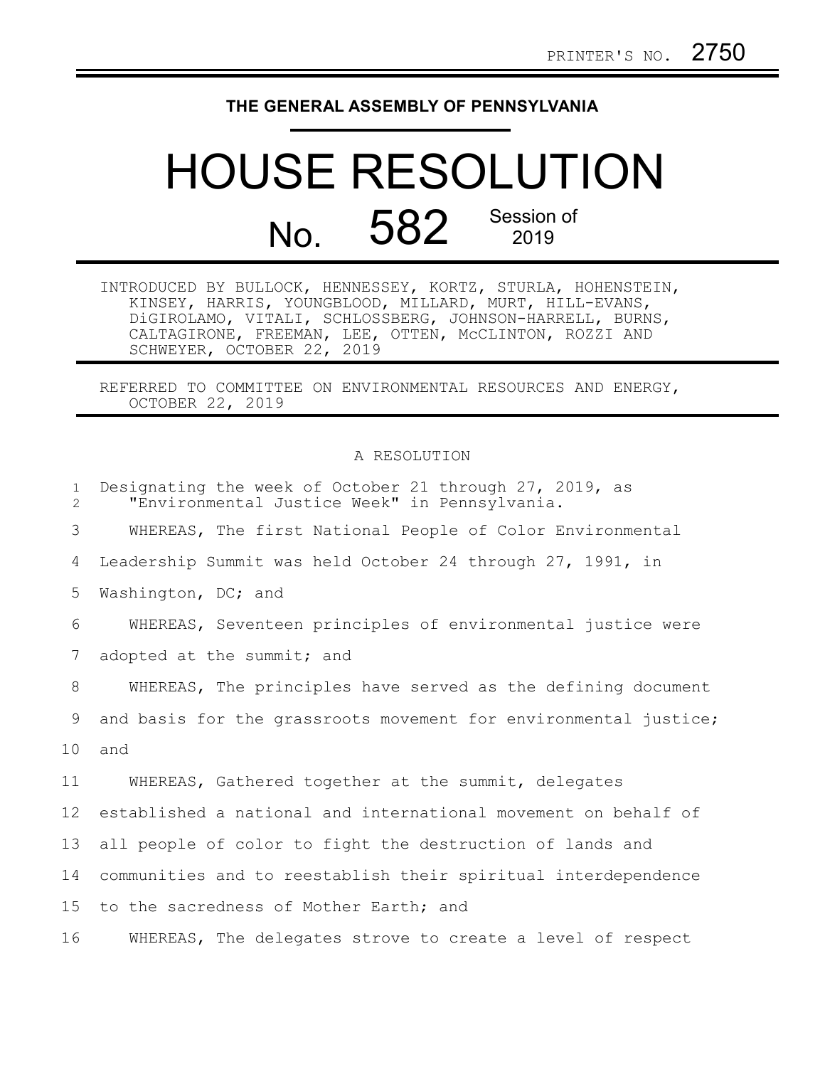PRINTER'S NO. 2750

**THE GENERAL ASSEMBLY OF PENNSYLVANIA**

# HOUSE RESOLUTION

## No. 582 Session of 2019

INTRODUCED BY BULLOCK, HENNESSEY, KORTZ, STURLA, HOHENSTEIN, KINSEY, HARRIS, YOUNGBLOOD, MILLARD, MURT, HILL-EVANS, DiGIROLAMO, VITALI, SCHLOSSBERG, JOHNSON-HARRELL, BURNS, CALTAGIRONE, FREEMAN, LEE, OTTEN, McCLINTON, ROZZI AND SCHWEYER, OCTOBER 22, 2019

REFERRED TO COMMITTEE ON ENVIRONMENTAL RESOURCES AND ENERGY, OCTOBER 22, 2019

A RESOLUTION

Designating the week of October 21 through 27, 2019, as "Environmental Justice Week" in Pennsylvania.

WHEREAS, The first National People of Color Environmental Leadership Summit was held October 24 through 27, 1991, in Washington, DC; and

WHEREAS, Seventeen principles of environmental justice were adopted at the summit; and

WHEREAS, The principles have served as the defining document and basis for the grassroots movement for environmental justice; and

WHEREAS, Gathered together at the summit, delegates established a national and international movement on behalf of all people of color to fight the destruction of lands and communities and to reestablish their spiritual interdependence to the sacredness of Mother Earth; and

WHEREAS, The delegates strove to create a level of respect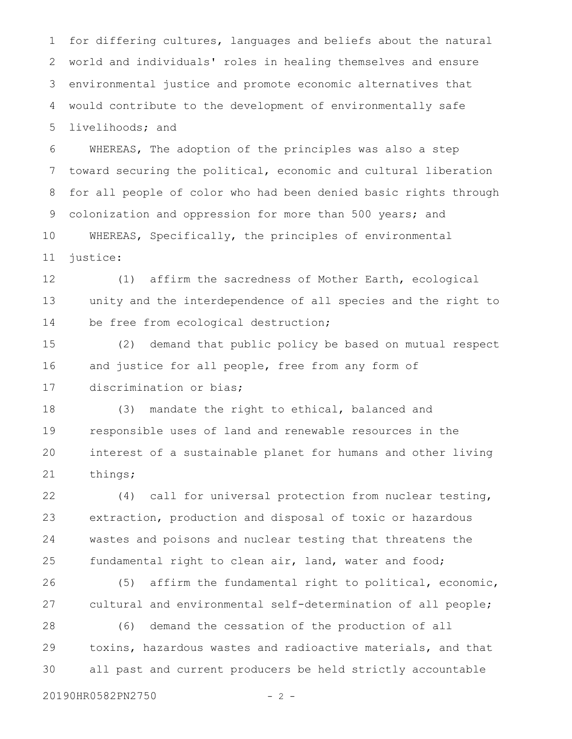for differing cultures, languages and beliefs about the natural world and individuals' roles in healing themselves and ensure environmental justice and promote economic alternatives that would contribute to the development of environmentally safe livelihoods; and

WHEREAS, The adoption of the principles was also a step toward securing the political, economic and cultural liberation for all people of color who had been denied basic rights through colonization and oppression for more than 500 years; and

WHEREAS, Specifically, the principles of environmental justice:

(1) affirm the sacredness of Mother Earth, ecological unity and the interdependence of all species and the right to be free from ecological destruction;

(2) demand that public policy be based on mutual respect and justice for all people, free from any form of discrimination or bias;

(3) mandate the right to ethical, balanced and responsible uses of land and renewable resources in the interest of a sustainable planet for humans and other living things;

(4) call for universal protection from nuclear testing, extraction, production and disposal of toxic or hazardous wastes and poisons and nuclear testing that threatens the fundamental right to clean air, land, water and food;

(5) affirm the fundamental right to political, economic, cultural and environmental self-determination of all people;

(6) demand the cessation of the production of all toxins, hazardous wastes and radioactive materials, and that all past and current producers be held strictly accountable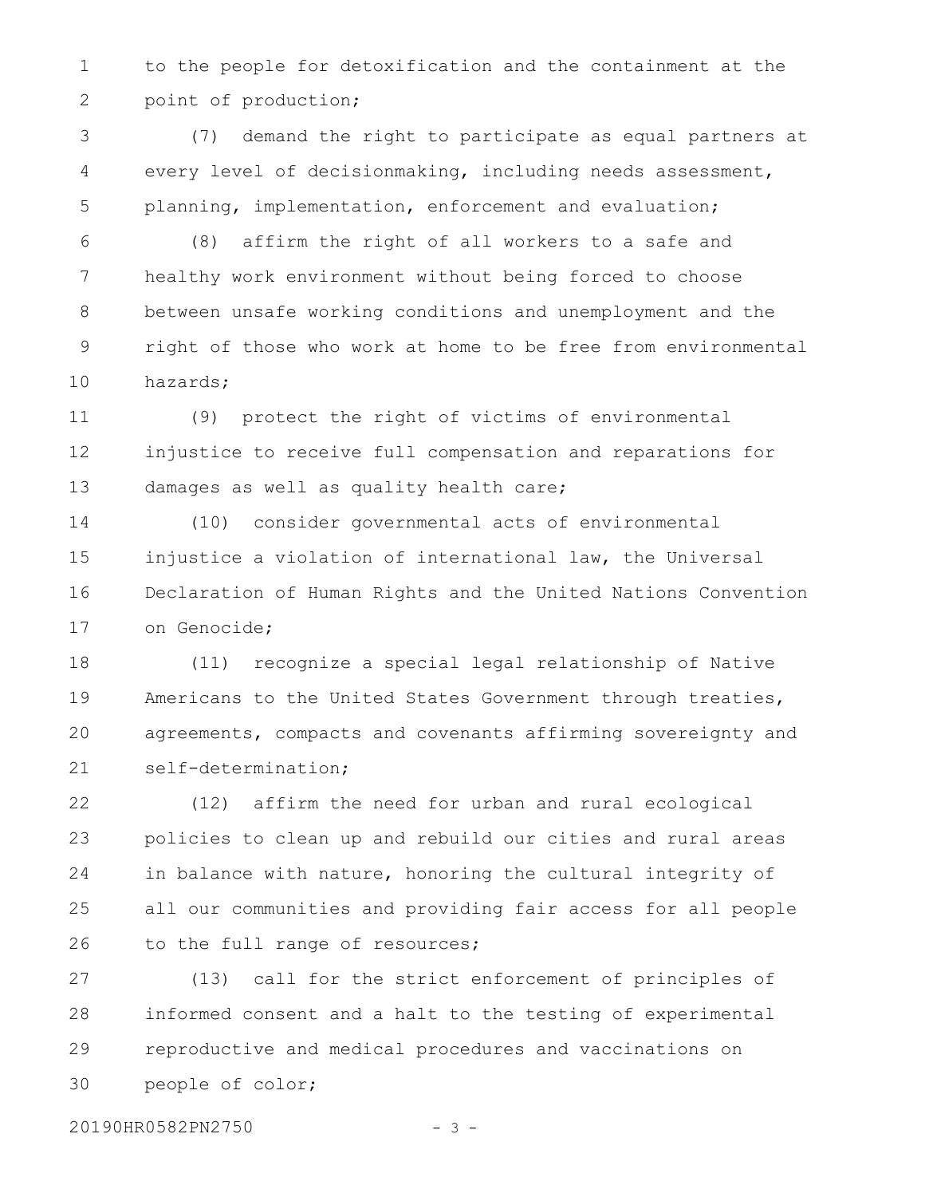to the people for detoxification and the containment at the point of production;

(7) demand the right to participate as equal partners at every level of decisionmaking, including needs assessment, planning, implementation, enforcement and evaluation;

(8) affirm the right of all workers to a safe and healthy work environment without being forced to choose between unsafe working conditions and unemployment and the right of those who work at home to be free from environmental hazards;

(9) protect the right of victims of environmental injustice to receive full compensation and reparations for damages as well as quality health care;

(10) consider governmental acts of environmental injustice a violation of international law, the Universal Declaration of Human Rights and the United Nations Convention on Genocide;

(11) recognize a special legal relationship of Native Americans to the United States Government through treaties, agreements, compacts and covenants affirming sovereignty and self-determination;

(12) affirm the need for urban and rural ecological policies to clean up and rebuild our cities and rural areas in balance with nature, honoring the cultural integrity of all our communities and providing fair access for all people to the full range of resources;

(13) call for the strict enforcement of principles of informed consent and a halt to the testing of experimental reproductive and medical procedures and vaccinations on people of color;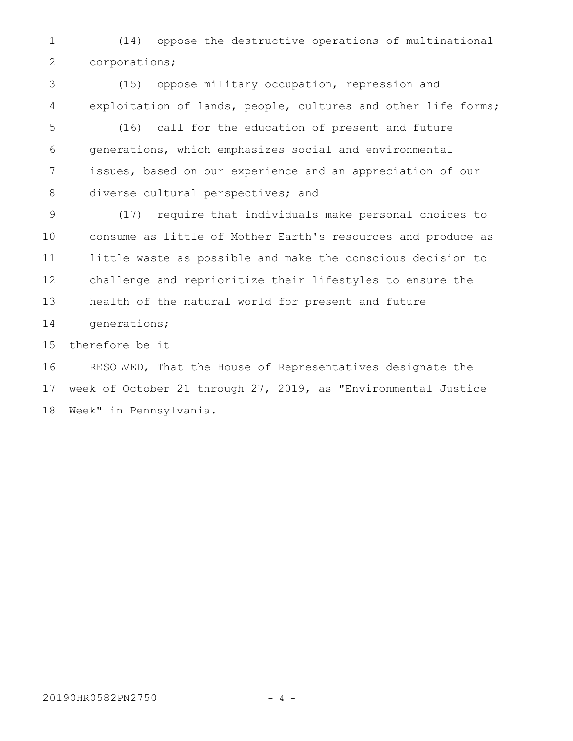(14) oppose the destructive operations of multinational corporations;

(15) oppose military occupation, repression and exploitation of lands, people, cultures and other life forms;

(16) call for the education of present and future generations, which emphasizes social and environmental issues, based on our experience and an appreciation of our diverse cultural perspectives; and

(17) require that individuals make personal choices to consume as little of Mother Earth's resources and produce as little waste as possible and make the conscious decision to challenge and reprioritize their lifestyles to ensure the health of the natural world for present and future generations;

therefore be it

RESOLVED, That the House of Representatives designate the week of October 21 through 27, 2019, as "Environmental Justice Week" in Pennsylvania.